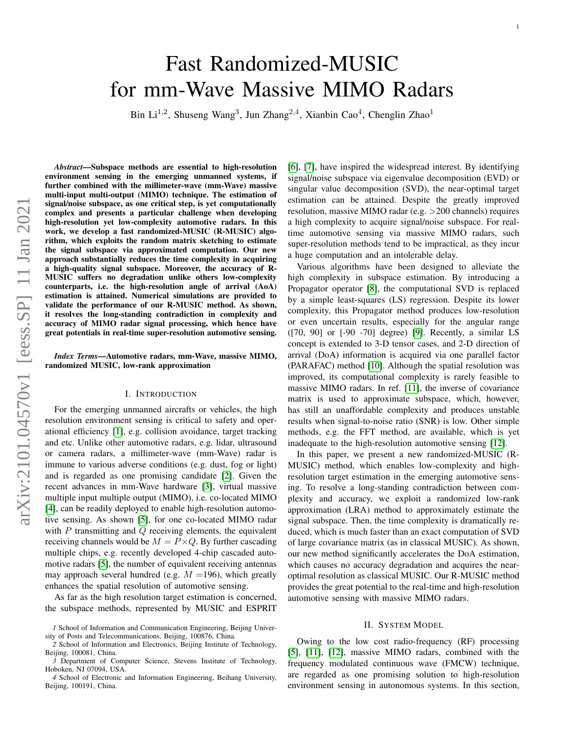# Fast Randomized-MUSIC for mm-Wave Massive MIMO Radars

Bin Li[1,2], Shuseng Wang[3], Jun Zhang[2,4], Xianbin Cao[4], Chenglin Zhao[1]

***Abstract*—Subspace methods are essential to high-resolution environment sensing in the emerging unmanned systems, if further combined with the millimeter-wave (mm-Wave) massive multi-input multi-output (MIMO) technique. The estimation of signal/noise subspace, as one critical step, is yet computationally complex and presents a particular challenge when developing high-resolution yet low-complexity automotive radars. In this work, we develop a fast randomized-MUSIC (R-MUSIC) algorithm, which exploits the random matrix sketching to estimate the signal subspace via approximated computation. Our new approach substantially reduces the time complexity in acquiring a high-quality signal subspace. Moreover, the accuracy of R-MUSIC suffers no degradation unlike others low-complexity counterparts, i.e. the high-resolution angle of arrival (AoA) estimation is attained. Numerical simulations are provided to validate the performance of our R-MUSIC method. As shown, it resolves the long-standing contradiction in complexity and accuracy of MIMO radar signal processing, which hence have great potentials in real-time super-resolution automotive sensing.**

***Index Terms*—Automotive radars, mm-Wave, massive MIMO, randomized MUSIC, low-rank approximation**

## I. Introduction

For the emerging unmanned aircrafts or vehicles, the high resolution environment sensing is critical to safety and operational efficiency [1], e.g. collision avoidance, target tracking and etc. Unlike other automotive radars, e.g. lidar, ultrasound or camera radars, a millimeter-wave (mm-Wave) radar is immune to various adverse conditions (e.g. dust, fog or light) and is regarded as one promising candidate [2]. Given the recent advances in mm-Wave hardware [3], virtual massive multiple input multiple output (MIMO), i.e. co-located MIMO [4], can be readily deployed to enable high-resolution automotive sensing. As shown [5], for one co-located MIMO radar with $P$ transmitting and $Q$ receiving elements, the equivalent receiving channels would be $M = P \times Q$. By further cascading multiple chips, e.g. recently developed 4-chip cascaded automotive radars [5], the number of equivalent receiving antennas may approach several hundred (e.g. $M = 196$), which greatly enhances the spatial resolution of automotive sensing.

As far as the high resolution target estimation is concerned, the subspace methods, represented by MUSIC and ESPRIT [6], [7], have inspired the widespread interest. By identifying signal/noise subspace via eigenvalue decomposition (EVD) or singular value decomposition (SVD), the near-optimal target estimation can be attained. Despite the greatly improved resolution, massive MIMO radar (e.g. >200 channels) requires a high complexity to acquire signal/noise subspace. For real-time automotive sensing via massive MIMO radars, such super-resolution methods tend to be impractical, as they incur a huge computation and an intolerable delay.

Various algorithms have been designed to alleviate the high complexity in subspace estimation. By introducing a Propagator operator [8], the computational SVD is replaced by a simple least-squares (LS) regression. Despite its lower complexity, this Propagator method produces low-resolution or even uncertain results, especially for the angular range ([70, 90] or [-90 -70] degree) [9]. Recently, a similar LS concept is extended to 3-D tensor cases, and 2-D direction of arrival (DoA) information is acquired via one parallel factor (PARAFAC) method [10]. Although the spatial resolution was improved, its computational complexity is rarely feasible to massive MIMO radars. In ref. [11], the inverse of covariance matrix is used to approximate subspace, which, however, has still an unaffordable complexity and produces unstable results when signal-to-noise ratio (SNR) is low. Other simple methods, e.g. the FFT method, are available, which is yet inadequate to the high-resolution automotive sensing [12].

In this paper, we present a new randomized-MUSIC (R-MUSIC) method, which enables low-complexity and high-resolution target estimation in the emerging automotive sensing. To resolve a long-standing contradiction between complexity and accuracy, we exploit a randomized low-rank approximation (LRA) method to approximately estimate the signal subspace. Then, the time complexity is dramatically reduced, which is much faster than an exact computation of SVD of large covariance matrix (as in classical MUSIC). As shown, our new method significantly accelerates the DoA estimation, which causes no accuracy degradation and acquires the near-optimal resolution as classical MUSIC. Our R-MUSIC method provides the great potential to the real-time and high-resolution automotive sensing with massive MIMO radars.

## II. System Model

Owing to the low cost radio-frequency (RF) processing [5], [11], [12], massive MIMO radars, combined with the frequency modulated continuous wave (FMCW) technique, are regarded as one promising solution to high-resolution environment sensing in autonomous systems. In this section,

---

*1* School of Information and Communication Engineering, Beijing University of Posts and Telecommunications, Beijing, 100876, China.

*2* School of Information and Electronics, Beijing Institute of Technology, Beijing, 100081, China.

*3* Department of Computer Science, Stevens Institute of Technology, Hoboken, NJ 07094, USA.

*4* School of Electronic and Information Engineering, Beihang University, Beijing, 100191, China.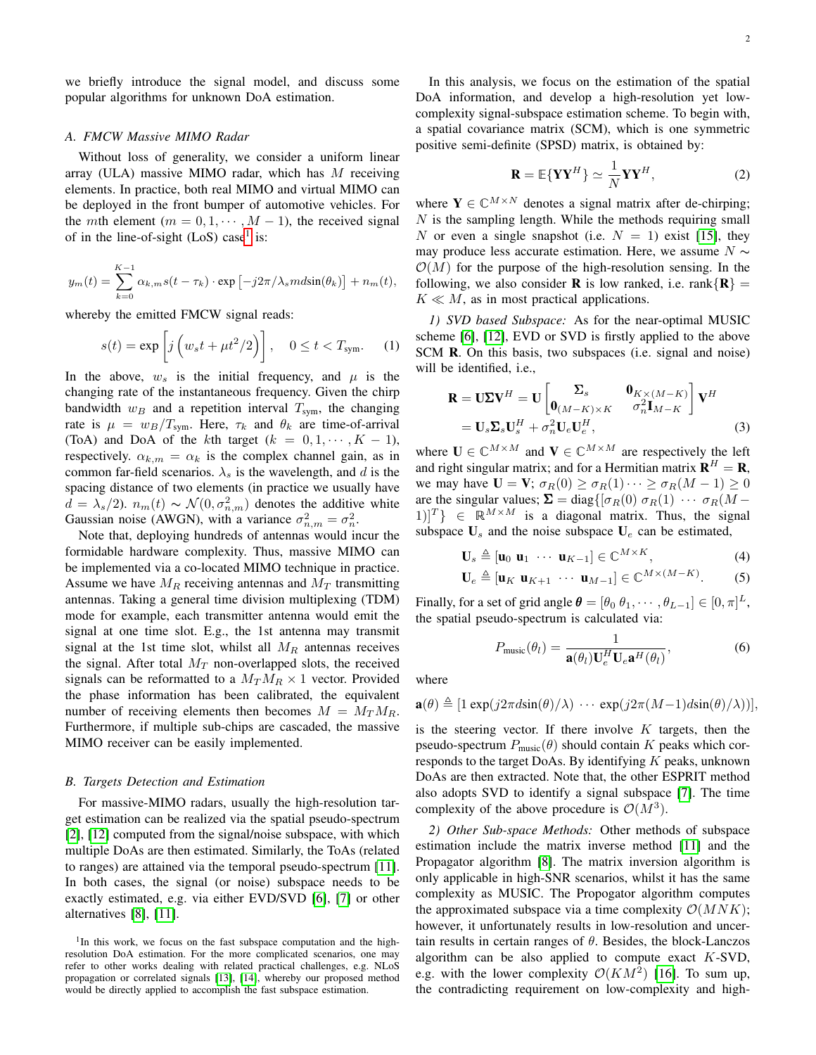we briefly introduce the signal model, and discuss some popular algorithms for unknown DoA estimation.

### A. FMCW Massive MIMO Radar

Without loss of generality, we consider a uniform linear array (ULA) massive MIMO radar, which has $M$ receiving elements. In practice, both real MIMO and virtual MIMO can be deployed in the front bumper of automotive vehicles. For the $m$th element ($m = 0, 1, \cdots, M-1$), the received signal of in the line-of-sight (LoS) case[1] is:

$$y_m(t) = \sum_{k=0}^{K-1} \alpha_{k,m} s(t - \tau_k) \cdot \exp\left[-j2\pi/\lambda_s m d \sin(\theta_k)\right] + n_m(t),$$

whereby the emitted FMCW signal reads:

$$s(t) = \exp\left[j\left(w_s t + \mu t^2/2\right)\right], \quad 0 \le t < T_{\text{sym}}. \tag{1}$$

In the above, $w_s$ is the initial frequency, and $\mu$ is the changing rate of the instantaneous frequency. Given the chirp bandwidth $w_B$ and a repetition interval $T_{\text{sym}}$, the changing rate is $\mu = w_B/T_{\text{sym}}$. Here, $\tau_k$ and $\theta_k$ are time-of-arrival (ToA) and DoA of the $k$th target ($k = 0, 1, \cdots, K-1$), respectively. $\alpha_{k,m} = \alpha_k$ is the complex channel gain, as in common far-field scenarios. $\lambda_s$ is the wavelength, and $d$ is the spacing distance of two elements (in practice we usually have $d = \lambda_s/2$). $n_m(t) \sim \mathcal{N}(0, \sigma_{n,m}^2)$ denotes the additive white Gaussian noise (AWGN), with a variance $\sigma_{n,m}^2 = \sigma_n^2$.

Note that, deploying hundreds of antennas would incur the formidable hardware complexity. Thus, massive MIMO can be implemented via a co-located MIMO technique in practice. Assume we have $M_R$ receiving antennas and $M_T$ transmitting antennas. Taking a general time division multiplexing (TDM) mode for example, each transmitter antenna would emit the signal at one time slot. E.g., the 1st antenna may transmit signal at the 1st time slot, whilst all $M_R$ antennas receives the signal. After total $M_T$ non-overlapped slots, the received signals can be reformatted to a $M_T M_R \times 1$ vector. Provided the phase information has been calibrated, the equivalent number of receiving elements then becomes $M = M_T M_R$. Furthermore, if multiple sub-chips are cascaded, the massive MIMO receiver can be easily implemented.

### B. Targets Detection and Estimation

For massive-MIMO radars, usually the high-resolution target estimation can be realized via the spatial pseudo-spectrum [2], [12] computed from the signal/noise subspace, with which multiple DoAs are then estimated. Similarly, the ToAs (related to ranges) are attained via the temporal pseudo-spectrum [11]. In both cases, the signal (or noise) subspace needs to be exactly estimated, e.g. via either EVD/SVD [6], [7] or other alternatives [8], [11].

In this analysis, we focus on the estimation of the spatial DoA information, and develop a high-resolution yet low-complexity signal-subspace estimation scheme. To begin with, a spatial covariance matrix (SCM), which is one symmetric positive semi-definite (SPSD) matrix, is obtained by:

$$\mathbf{R} = \mathbb{E}\{\mathbf{Y}\mathbf{Y}^H\} \simeq \frac{1}{N}\mathbf{Y}\mathbf{Y}^H, \tag{2}$$

where $\mathbf{Y} \in \mathbb{C}^{M \times N}$ denotes a signal matrix after de-chirping; $N$ is the sampling length. While the methods requiring small $N$ or even a single snapshot (i.e. $N = 1$) exist [15], they may produce less accurate estimation. Here, we assume $N \sim \mathcal{O}(M)$ for the purpose of the high-resolution sensing. In the following, we also consider $\mathbf{R}$ is low ranked, i.e. $\text{rank}\{\mathbf{R}\} = K \ll M$, as in most practical applications.

*1) SVD based Subspace:* As for the near-optimal MUSIC scheme [6], [12], EVD or SVD is firstly applied to the above SCM $\mathbf{R}$. On this basis, two subspaces (i.e. signal and noise) will be identified, i.e.,

$$\begin{aligned}\mathbf{R} = \mathbf{U}\mathbf{\Sigma}\mathbf{V}^H &= \mathbf{U}\begin{bmatrix} \mathbf{\Sigma}_s & \mathbf{0}_{K\times(M-K)} \\ \mathbf{0}_{(M-K)\times K} & \sigma_n^2 \mathbf{I}_{M-K}\end{bmatrix}\mathbf{V}^H \\ &= \mathbf{U}_s\mathbf{\Sigma}_s\mathbf{U}_s^H + \sigma_n^2\mathbf{U}_e\mathbf{U}_e^H,\end{aligned} \tag{3}$$

where $\mathbf{U} \in \mathbb{C}^{M\times M}$ and $\mathbf{V} \in \mathbb{C}^{M\times M}$ are respectively the left and right singular matrix; and for a Hermitian matrix $\mathbf{R}^H = \mathbf{R}$, we may have $\mathbf{U} = \mathbf{V}$; $\sigma_R(0) \ge \sigma_R(1) \cdots \ge \sigma_R(M-1) \ge 0$ are the singular values; $\mathbf{\Sigma} = \text{diag}\{[\sigma_R(0)\ \sigma_R(1)\ \cdots\ \sigma_R(M-1)]^T\} \in \mathbb{R}^{M\times M}$ is a diagonal matrix. Thus, the signal subspace $\mathbf{U}_s$ and the noise subspace $\mathbf{U}_e$ can be estimated,

$$\mathbf{U}_s \triangleq [\mathbf{u}_0\ \mathbf{u}_1\ \cdots\ \mathbf{u}_{K-1}] \in \mathbb{C}^{M\times K}, \tag{4}$$

$$\mathbf{U}_e \triangleq [\mathbf{u}_K\ \mathbf{u}_{K+1}\ \cdots\ \mathbf{u}_{M-1}] \in \mathbb{C}^{M\times(M-K)}. \tag{5}$$

Finally, for a set of grid angle $\boldsymbol{\theta} = [\theta_0\ \theta_1, \cdots, \theta_{L-1}] \in [0, \pi]^L$, the spatial pseudo-spectrum is calculated via:

$$P_{\text{music}}(\theta_l) = \frac{1}{\mathbf{a}(\theta_l)\mathbf{U}_e^H\mathbf{U}_e\mathbf{a}^H(\theta_l)}, \tag{6}$$

where

$$\mathbf{a}(\theta) \triangleq [1\ \exp(j2\pi d\sin(\theta)/\lambda)\ \cdots\ \exp(j2\pi(M-1)d\sin(\theta)/\lambda))],$$

is the steering vector. If there involve $K$ targets, then the pseudo-spectrum $P_{\text{music}}(\theta)$ should contain $K$ peaks which corresponds to the target DoAs. By identifying $K$ peaks, unknown DoAs are then extracted. Note that, the other ESPRIT method also adopts SVD to identify a signal subspace [7]. The time complexity of the above procedure is $\mathcal{O}(M^3)$.

*2) Other Sub-space Methods:* Other methods of subspace estimation include the matrix inverse method [11] and the Propagator algorithm [8]. The matrix inversion algorithm is only applicable in high-SNR scenarios, whilst it has the same complexity as MUSIC. The Propogator algorithm computes the approximated subspace via a time complexity $\mathcal{O}(MNK)$; however, it unfortunately results in low-resolution and uncertain results in certain ranges of $\theta$. Besides, the block-Lanczos algorithm can be also applied to compute exact $K$-SVD, e.g. with the lower complexity $\mathcal{O}(KM^2)$ [16]. To sum up, the contradicting requirement on low-complexity and high-

[1] In this work, we focus on the fast subspace computation and the high-resolution DoA estimation. For the more complicated scenarios, one may refer to other works dealing with related practical challenges, e.g. NLoS propagation or correlated signals [13], [14], whereby our proposed method would be directly applied to accomplish the fast subspace estimation.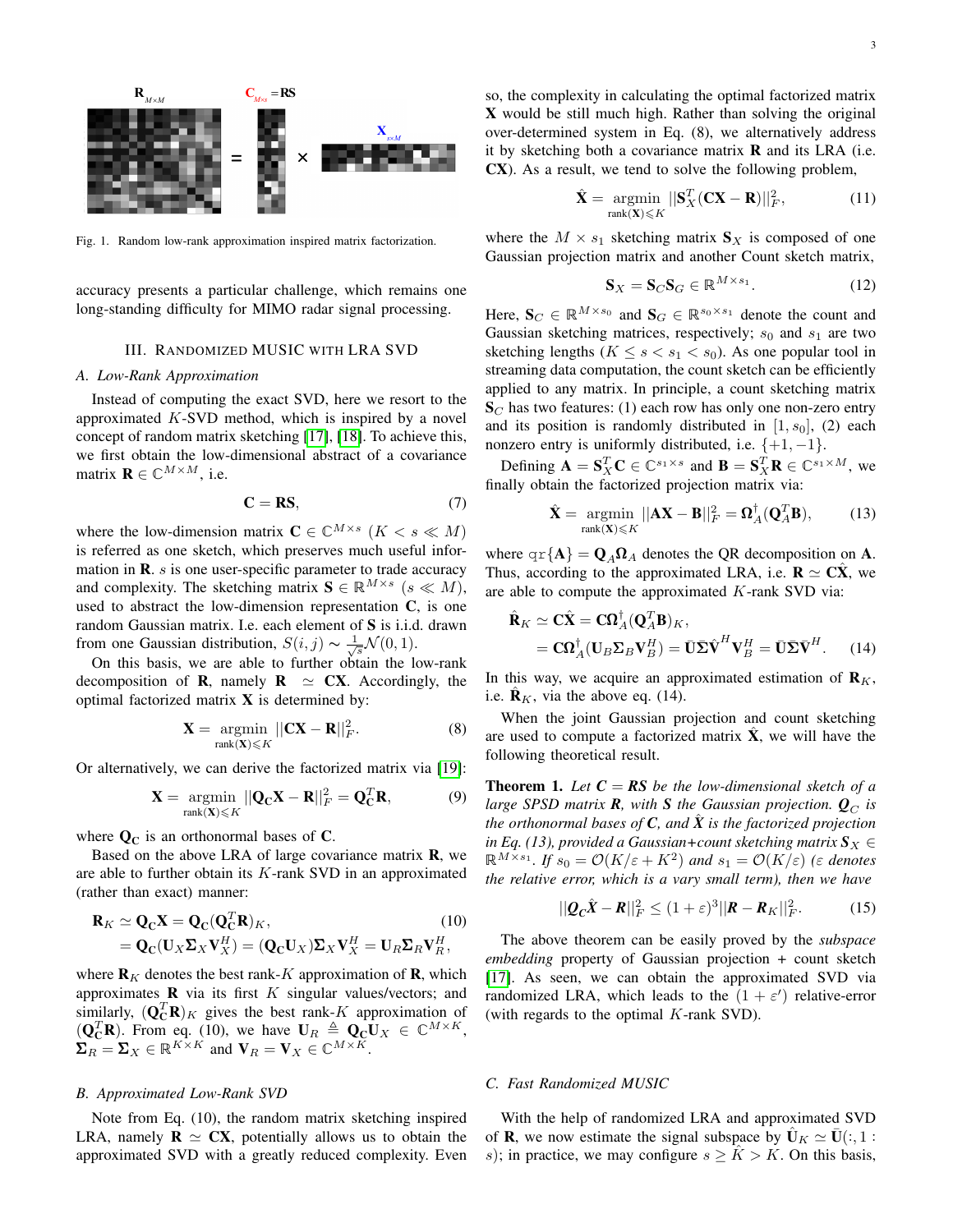Fig. 1. Random low-rank approximation inspired matrix factorization.

accuracy presents a particular challenge, which remains one long-standing difficulty for MIMO radar signal processing.

## III. Randomized MUSIC with LRA SVD

### A. Low-Rank Approximation

Instead of computing the exact SVD, here we resort to the approximated $K$-SVD method, which is inspired by a novel concept of random matrix sketching [17], [18]. To achieve this, we first obtain the low-dimensional abstract of a covariance matrix $\mathbf{R} \in \mathbb{C}^{M \times M}$, i.e.

$$\mathbf{C} = \mathbf{R}\mathbf{S}, \tag{7}$$

where the low-dimension matrix $\mathbf{C} \in \mathbb{C}^{M \times s}$ $(K < s \ll M)$ is referred as one sketch, which preserves much useful information in $\mathbf{R}$. $s$ is one user-specific parameter to trade accuracy and complexity. The sketching matrix $\mathbf{S} \in \mathbb{R}^{M \times s}$ $(s \ll M)$, used to abstract the low-dimension representation $\mathbf{C}$, is one random Gaussian matrix. I.e. each element of $\mathbf{S}$ is i.i.d. drawn from one Gaussian distribution, $S(i,j) \sim \frac{1}{\sqrt{s}}\mathcal{N}(0,1)$.

On this basis, we are able to further obtain the low-rank decomposition of $\mathbf{R}$, namely $\mathbf{R} \simeq \mathbf{C}\mathbf{X}$. Accordingly, the optimal factorized matrix $\mathbf{X}$ is determined by:

$$\mathbf{X} = \underset{\text{rank}(\mathbf{X}) \leqslant K}{\text{argmin}} \ ||\mathbf{C}\mathbf{X} - \mathbf{R}||_F^2. \tag{8}$$

Or alternatively, we can derive the factorized matrix via [19]:

$$\mathbf{X} = \underset{\text{rank}(\mathbf{X}) \leqslant K}{\text{argmin}} \ ||\mathbf{Q}_\mathbf{C}\mathbf{X} - \mathbf{R}||_F^2 = \mathbf{Q}_\mathbf{C}^T\mathbf{R}, \tag{9}$$

where $\mathbf{Q}_\mathbf{C}$ is an orthonormal bases of $\mathbf{C}$.

Based on the above LRA of large covariance matrix $\mathbf{R}$, we are able to further obtain its $K$-rank SVD in an approximated (rather than exact) manner:

$$\begin{aligned}\mathbf{R}_K &\simeq \mathbf{Q}_\mathbf{C}\mathbf{X} = \mathbf{Q}_\mathbf{C}(\mathbf{Q}_\mathbf{C}^T\mathbf{R})_K, \\ &= \mathbf{Q}_\mathbf{C}(\mathbf{U}_X\mathbf{\Sigma}_X\mathbf{V}_X^H) = (\mathbf{Q}_\mathbf{C}\mathbf{U}_X)\mathbf{\Sigma}_X\mathbf{V}_X^H = \mathbf{U}_R\mathbf{\Sigma}_R\mathbf{V}_R^H,\end{aligned} \tag{10}$$

where $\mathbf{R}_K$ denotes the best rank-$K$ approximation of $\mathbf{R}$, which approximates $\mathbf{R}$ via its first $K$ singular values/vectors; and similarly, $(\mathbf{Q}_\mathbf{C}^T\mathbf{R})_K$ gives the best rank-$K$ approximation of $(\mathbf{Q}_\mathbf{C}^T\mathbf{R})$. From eq. (10), we have $\mathbf{U}_R \triangleq \mathbf{Q}_\mathbf{C}\mathbf{U}_X \in \mathbb{C}^{M \times K}$, $\mathbf{\Sigma}_R = \mathbf{\Sigma}_X \in \mathbb{R}^{K \times K}$ and $\mathbf{V}_R = \mathbf{V}_X \in \mathbb{C}^{M \times K}$.

### B. Approximated Low-Rank SVD

Note from Eq. (10), the random matrix sketching inspired LRA, namely $\mathbf{R} \simeq \mathbf{C}\mathbf{X}$, potentially allows us to obtain the approximated SVD with a greatly reduced complexity. Even so, the complexity in calculating the optimal factorized matrix $\mathbf{X}$ would be still much high. Rather than solving the original over-determined system in Eq. (8), we alternatively address it by sketching both a covariance matrix $\mathbf{R}$ and its LRA (i.e. $\mathbf{C}\mathbf{X}$). As a result, we tend to solve the following problem,

$$\hat{\mathbf{X}} = \underset{\text{rank}(\mathbf{X}) \leqslant K}{\text{argmin}} \ ||\mathbf{S}_X^T(\mathbf{C}\mathbf{X} - \mathbf{R})||_F^2, \tag{11}$$

where the $M \times s_1$ sketching matrix $\mathbf{S}_X$ is composed of one Gaussian projection matrix and another Count sketch matrix,

$$\mathbf{S}_X = \mathbf{S}_C\mathbf{S}_G \in \mathbb{R}^{M \times s_1}. \tag{12}$$

Here, $\mathbf{S}_C \in \mathbb{R}^{M \times s_0}$ and $\mathbf{S}_G \in \mathbb{R}^{s_0 \times s_1}$ denote the count and Gaussian sketching matrices, respectively; $s_0$ and $s_1$ are two sketching lengths $(K \leq s < s_1 < s_0)$. As one popular tool in streaming data computation, the count sketch can be efficiently applied to any matrix. In principle, a count sketching matrix $\mathbf{S}_C$ has two features: (1) each row has only one non-zero entry and its position is randomly distributed in $[1, s_0]$, (2) each nonzero entry is uniformly distributed, i.e. $\{+1, -1\}$.

Defining $\mathbf{A} = \mathbf{S}_X^T\mathbf{C} \in \mathbb{C}^{s_1 \times s}$ and $\mathbf{B} = \mathbf{S}_X^T\mathbf{R} \in \mathbb{C}^{s_1 \times M}$, we finally obtain the factorized projection matrix via:

$$\hat{\mathbf{X}} = \underset{\text{rank}(\mathbf{X}) \leqslant K}{\text{argmin}} \ ||\mathbf{A}\mathbf{X} - \mathbf{B}||_F^2 = \mathbf{\Omega}_A^\dagger(\mathbf{Q}_A^T\mathbf{B}), \tag{13}$$

where $\mathtt{qr}\{\mathbf{A}\} = \mathbf{Q}_A\mathbf{\Omega}_A$ denotes the QR decomposition on $\mathbf{A}$. Thus, according to the approximated LRA, i.e. $\mathbf{R} \simeq \mathbf{C}\hat{\mathbf{X}}$, we are able to compute the approximated $K$-rank SVD via:

$$\begin{aligned}\hat{\mathbf{R}}_K &\simeq \mathbf{C}\hat{\mathbf{X}} = \mathbf{C}\mathbf{\Omega}_A^\dagger(\mathbf{Q}_A^T\mathbf{B})_K, \\ &= \mathbf{C}\mathbf{\Omega}_A^\dagger(\mathbf{U}_B\mathbf{\Sigma}_B\mathbf{V}_B^H) = \bar{\mathbf{U}}\bar{\mathbf{\Sigma}}\hat{\mathbf{V}}^H\mathbf{V}_B^H = \bar{\mathbf{U}}\bar{\mathbf{\Sigma}}\bar{\mathbf{V}}^H.\end{aligned} \tag{14}$$

In this way, we acquire an approximated estimation of $\mathbf{R}_K$, i.e. $\hat{\mathbf{R}}_K$, via the above eq. (14).

When the joint Gaussian projection and count sketching are used to compute a factorized matrix $\hat{\mathbf{X}}$, we will have the following theoretical result.

**Theorem 1.** *Let $\boldsymbol{C} = \boldsymbol{R}\boldsymbol{S}$ be the low-dimensional sketch of a large SPSD matrix $\boldsymbol{R}$, with $\boldsymbol{S}$ the Gaussian projection. $\boldsymbol{Q}_C$ is the orthonormal bases of $\boldsymbol{C}$, and $\hat{\boldsymbol{X}}$ is the factorized projection in Eq. (13), provided a Gaussian+count sketching matrix $\boldsymbol{S}_X \in \mathbb{R}^{M \times s_1}$. If $s_0 = \mathcal{O}(K/\varepsilon + K^2)$ and $s_1 = \mathcal{O}(K/\varepsilon)$ ($\varepsilon$ denotes the relative error, which is a vary small term), then we have*

$$||\boldsymbol{Q}_C\hat{\boldsymbol{X}} - \boldsymbol{R}||_F^2 \leq (1+\varepsilon)^3||\boldsymbol{R} - \boldsymbol{R}_K||_F^2. \tag{15}$$

The above theorem can be easily proved by the *subspace embedding* property of Gaussian projection + count sketch [17]. As seen, we can obtain the approximated SVD via randomized LRA, which leads to the $(1+\varepsilon')$ relative-error (with regards to the optimal $K$-rank SVD).

### C. Fast Randomized MUSIC

With the help of randomized LRA and approximated SVD of $\mathbf{R}$, we now estimate the signal subspace by $\hat{\mathbf{U}}_K \simeq \bar{\mathbf{U}}(:, 1:s)$; in practice, we may configure $s \geq \hat{K} > K$. On this basis,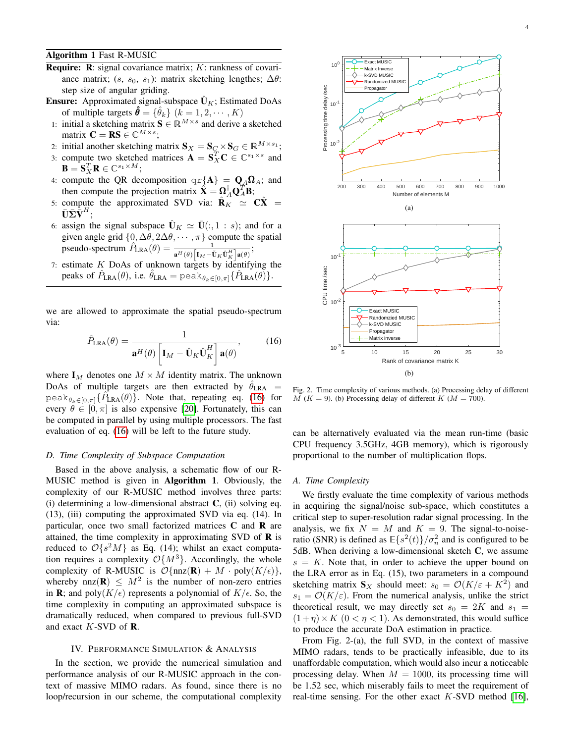**Algorithm 1** Fast R-MUSIC

**Require:** $\mathbf{R}$: signal covariance matrix; $K$: rankness of covariance matrix; ($s$, $s_0$, $s_1$): matrix sketching lengthes; $\Delta\theta$: step size of angular griding.

**Ensure:** Approximated signal-subspace $\hat{\mathbf{U}}_K$; Estimated DoAs of multiple targets $\hat{\boldsymbol{\theta}} = \{\hat{\theta}_k\}$ $(k = 1, 2, \cdots, K)$

1. initial a sketching matrix $\mathbf{S} \in \mathbb{R}^{M \times s}$ and derive a sketched matrix $\mathbf{C} = \mathbf{RS} \in \mathbb{C}^{M \times s}$;
2. initial another sketching matrix $\mathbf{S}_X = \mathbf{S}_C \times \mathbf{S}_G \in \mathbb{R}^{M \times s_1}$;
3. compute two sketched matrices $\mathbf{A} = \mathbf{S}_X^T \mathbf{C} \in \mathbb{C}^{s_1 \times s}$ and $\mathbf{B} = \mathbf{S}_X^T \mathbf{R} \in \mathbb{C}^{s_1 \times M}$;
4. compute the QR decomposition $\texttt{qr}\{\mathbf{A}\} = \mathbf{Q}_A \boldsymbol{\Omega}_A$; and then compute the projection matrix $\hat{\mathbf{X}} = \boldsymbol{\Omega}_A^{\dagger} \mathbf{Q}_A^T \mathbf{B}$;
5. compute the approximated SVD via: $\hat{\mathbf{R}}_K \simeq \mathbf{C}\hat{\mathbf{X}} = \bar{\mathbf{U}}\bar{\boldsymbol{\Sigma}}\bar{\mathbf{V}}^H$;
6. assign the signal subspace $\hat{\mathbf{U}}_K \simeq \bar{\mathbf{U}}(:, 1:s)$; and for a given angle grid $\{0, \Delta\theta, 2\Delta\theta, \cdots, \pi\}$ compute the spatial pseudo-spectrum $\hat{P}_{\text{LRA}}(\theta) = \frac{1}{\mathbf{a}^H(\theta)\left[\mathbf{I}_M - \hat{\mathbf{U}}_K \hat{\mathbf{U}}_K^H\right]\mathbf{a}(\theta)}$;
7. estimate $K$ DoAs of unknown targets by identifying the peaks of $\hat{P}_{\text{LRA}}(\theta)$, i.e. $\hat{\theta}_{\text{LRA}} = \texttt{peak}_{\theta_k \in [0,\pi]}\{\hat{P}_{\text{LRA}}(\theta)\}$.

we are allowed to approximate the spatial pseudo-spectrum via:

$$\hat{P}_{\text{LRA}}(\theta) = \frac{1}{\mathbf{a}^H(\theta)\left[\mathbf{I}_M - \hat{\mathbf{U}}_K \hat{\mathbf{U}}_K^H\right]\mathbf{a}(\theta)}, \tag{16}$$

where $\mathbf{I}_M$ denotes one $M \times M$ identity matrix. The unknown DoAs of multiple targets are then extracted by $\hat{\theta}_{\text{LRA}} = \texttt{peak}_{\theta_k \in [0,\pi]}\{\hat{P}_{\text{LRA}}(\theta)\}$. Note that, repeating eq. (16) for every $\theta \in [0, \pi]$ is also expensive [20]. Fortunately, this can be computed in parallel by using multiple processors. The fast evaluation of eq. (16) will be left to the future study.

### D. Time Complexity of Subspace Computation

Based in the above analysis, a schematic flow of our R-MUSIC method is given in **Algorithm 1**. Obviously, the complexity of our R-MUSIC method involves three parts: (i) determining a low-dimensional abstract $\mathbf{C}$, (ii) solving eq. (13), (iii) computing the approximated SVD via eq. (14). In particular, once two small factorized matrices $\mathbf{C}$ and $\mathbf{R}$ are attained, the time complexity in approximating SVD of $\mathbf{R}$ is reduced to $\mathcal{O}\{s^2 M\}$ as Eq. (14); whilst an exact computation requires a complexity $\mathcal{O}\{M^3\}$. Accordingly, the whole complexity of R-MUSIC is $\mathcal{O}\{\text{nnz}(\mathbf{R}) + M \cdot \text{poly}(K/\epsilon)\}$, whereby $\text{nnz}(\mathbf{R}) \le M^2$ is the number of non-zero entries in $\mathbf{R}$; and $\text{poly}(K/\epsilon)$ represents a polynomial of $K/\epsilon$. So, the time complexity in computing an approximated subspace is dramatically reduced, when compared to previous full-SVD and exact $K$-SVD of $\mathbf{R}$.

## IV. Performance Simulation & Analysis

In the section, we provide the numerical simulation and performance analysis of our R-MUSIC approach in the context of massive MIMO radars. As found, since there is no loop/recursion in our scheme, the computational complexity can be alternatively evaluated via the mean run-time (basic CPU frequency 3.5GHz, 4GB memory), which is rigorously proportional to the number of multiplication flops.

Fig. 2. Time complexity of various methods. (a) Processing delay of different $M$ ($K = 9$). (b) Processing delay of different $K$ ($M = 700$).

### A. Time Complexity

We firstly evaluate the time complexity of various methods in acquiring the signal/noise sub-space, which constitutes a critical step to super-resolution radar signal processing. In the analysis, we fix $N = M$ and $K = 9$. The signal-to-noise-ratio (SNR) is defined as $\mathbb{E}\{s^2(t)\}/\sigma_n^2$ and is configured to be 5dB. When deriving a low-dimensional sketch $\mathbf{C}$, we assume $s = K$. Note that, in order to achieve the upper bound on the LRA error as in Eq. (15), two parameters in a compound sketching matrix $\mathbf{S}_X$ should meet: $s_0 = \mathcal{O}(K/\varepsilon + K^2)$ and $s_1 = \mathcal{O}(K/\varepsilon)$. From the numerical analysis, unlike the strict theoretical result, we may directly set $s_0 = 2K$ and $s_1 = (1 + \eta) \times K$ $(0 < \eta < 1)$. As demonstrated, this would suffice to produce the accurate DoA estimation in practice.

From Fig. 2-(a), the full SVD, in the context of massive MIMO radars, tends to be practically infeasible, due to its unaffordable computation, which would also incur a noticeable processing delay. When $M = 1000$, its processing time will be 1.52 sec, which miserably fails to meet the requirement of real-time sensing. For the other exact $K$-SVD method [16],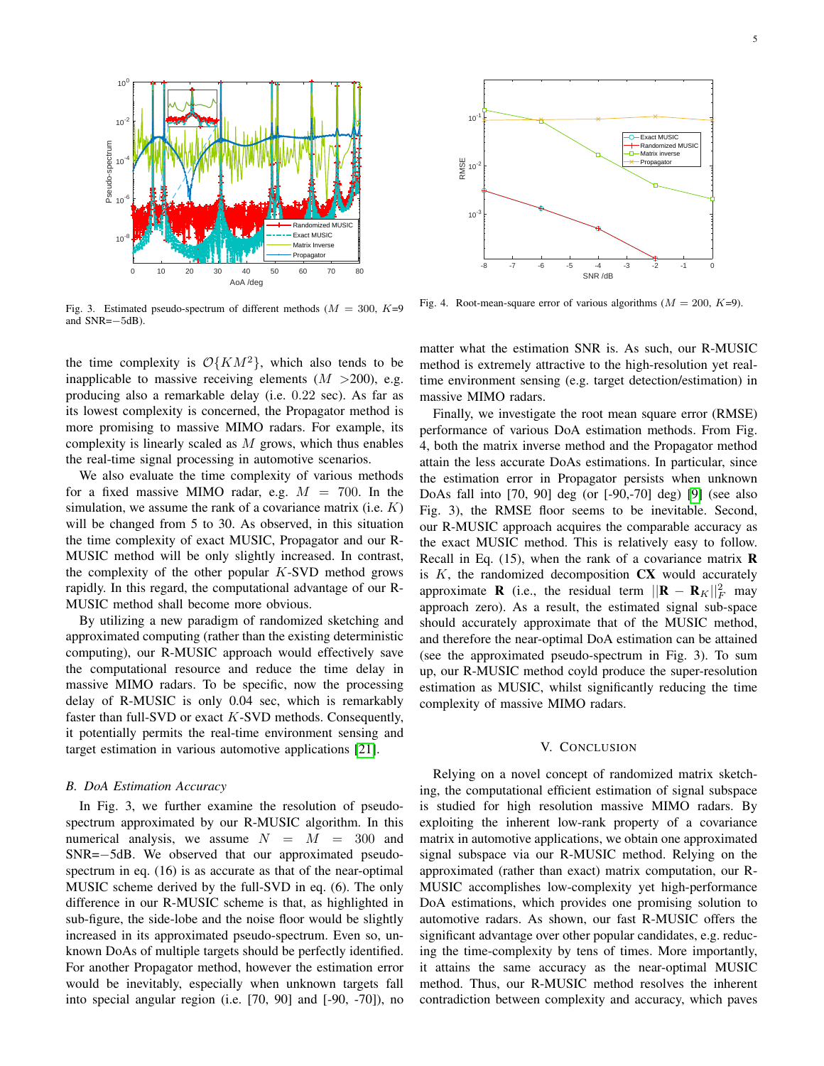Fig. 3. Estimated pseudo-spectrum of different methods ($M$ = 300, $K$=9 and SNR=−5dB).

Fig. 4. Root-mean-square error of various algorithms ($M$ = 200, $K$=9).

the time complexity is $\mathcal{O}\{KM^2\}$, which also tends to be inapplicable to massive receiving elements ($M$ >200), e.g. producing also a remarkable delay (i.e. 0.22 sec). As far as its lowest complexity is concerned, the Propagator method is more promising to massive MIMO radars. For example, its complexity is linearly scaled as $M$ grows, which thus enables the real-time signal processing in automotive scenarios.

We also evaluate the time complexity of various methods for a fixed massive MIMO radar, e.g. $M = 700$. In the simulation, we assume the rank of a covariance matrix (i.e. $K$) will be changed from 5 to 30. As observed, in this situation the time complexity of exact MUSIC, Propagator and our R-MUSIC method will be only slightly increased. In contrast, the complexity of the other popular $K$-SVD method grows rapidly. In this regard, the computational advantage of our R-MUSIC method shall become more obvious.

By utilizing a new paradigm of randomized sketching and approximated computing (rather than the existing deterministic computing), our R-MUSIC approach would effectively save the computational resource and reduce the time delay in massive MIMO radars. To be specific, now the processing delay of R-MUSIC is only 0.04 sec, which is remarkably faster than full-SVD or exact $K$-SVD methods. Consequently, it potentially permits the real-time environment sensing and target estimation in various automotive applications [21].

### *B. DoA Estimation Accuracy*

In Fig. 3, we further examine the resolution of pseudo-spectrum approximated by our R-MUSIC algorithm. In this numerical analysis, we assume $N = M = 300$ and SNR=−5dB. We observed that our approximated pseudo-spectrum in eq. (16) is as accurate as that of the near-optimal MUSIC scheme derived by the full-SVD in eq. (6). The only difference in our R-MUSIC scheme is that, as highlighted in sub-figure, the side-lobe and the noise floor would be slightly increased in its approximated pseudo-spectrum. Even so, unknown DoAs of multiple targets should be perfectly identified. For another Propagator method, however the estimation error would be inevitably, especially when unknown targets fall into special angular region (i.e. [70, 90] and [-90, -70]), no matter what the estimation SNR is. As such, our R-MUSIC method is extremely attractive to the high-resolution yet real-time environment sensing (e.g. target detection/estimation) in massive MIMO radars.

Finally, we investigate the root mean square error (RMSE) performance of various DoA estimation methods. From Fig. 4, both the matrix inverse method and the Propagator method attain the less accurate DoAs estimations. In particular, since the estimation error in Propagator persists when unknown DoAs fall into [70, 90] deg (or [-90,-70] deg) [9] (see also Fig. 3), the RMSE floor seems to be inevitable. Second, our R-MUSIC approach acquires the comparable accuracy as the exact MUSIC method. This is relatively easy to follow. Recall in Eq. (15), when the rank of a covariance matrix $\mathbf{R}$ is $K$, the randomized decomposition $\mathbf{CX}$ would accurately approximate $\mathbf{R}$ (i.e., the residual term $||\mathbf{R} - \mathbf{R}_K||_F^2$ may approach zero). As a result, the estimated signal sub-space should accurately approximate that of the MUSIC method, and therefore the near-optimal DoA estimation can be attained (see the approximated pseudo-spectrum in Fig. 3). To sum up, our R-MUSIC method coyld produce the super-resolution estimation as MUSIC, whilst significantly reducing the time complexity of massive MIMO radars.

## V. Conclusion

Relying on a novel concept of randomized matrix sketching, the computational efficient estimation of signal subspace is studied for high resolution massive MIMO radars. By exploiting the inherent low-rank property of a covariance matrix in automotive applications, we obtain one approximated signal subspace via our R-MUSIC method. Relying on the approximated (rather than exact) matrix computation, our R-MUSIC accomplishes low-complexity yet high-performance DoA estimations, which provides one promising solution to automotive radars. As shown, our fast R-MUSIC offers the significant advantage over other popular candidates, e.g. reducing the time-complexity by tens of times. More importantly, it attains the same accuracy as the near-optimal MUSIC method. Thus, our R-MUSIC method resolves the inherent contradiction between complexity and accuracy, which paves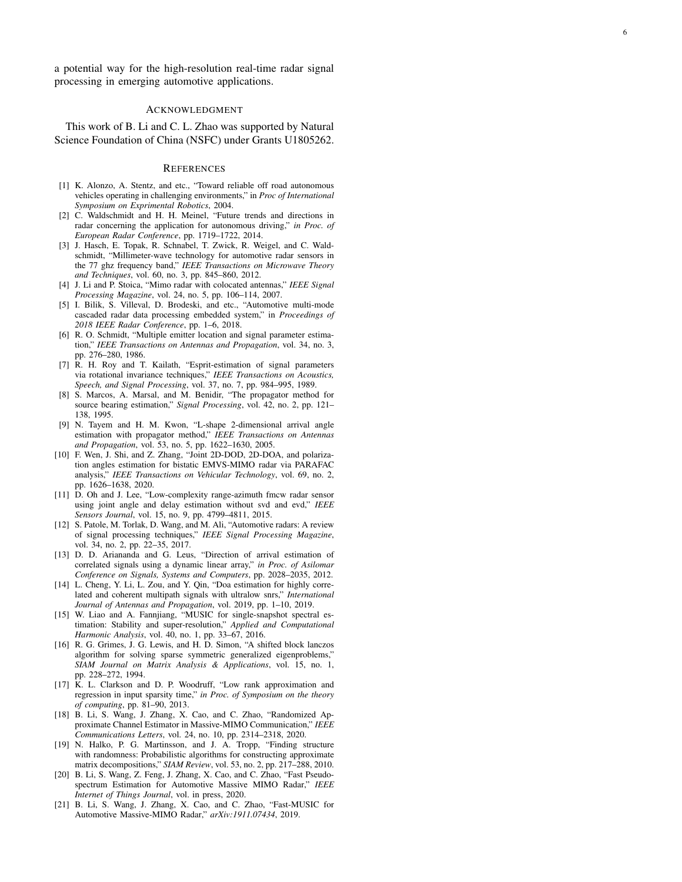a potential way for the high-resolution real-time radar signal processing in emerging automotive applications.

## Acknowledgment

This work of B. Li and C. L. Zhao was supported by Natural Science Foundation of China (NSFC) under Grants U1805262.

## References

[1] K. Alonzo, A. Stentz, and etc., "Toward reliable off road autonomous vehicles operating in challenging environments," in *Proc of International Symposium on Exprimental Robotics*, 2004.

[2] C. Waldschmidt and H. H. Meinel, "Future trends and directions in radar concerning the application for autonomous driving," *in Proc. of European Radar Conference*, pp. 1719–1722, 2014.

[3] J. Hasch, E. Topak, R. Schnabel, T. Zwick, R. Weigel, and C. Waldschmidt, "Millimeter-wave technology for automotive radar sensors in the 77 ghz frequency band," *IEEE Transactions on Microwave Theory and Techniques*, vol. 60, no. 3, pp. 845–860, 2012.

[4] J. Li and P. Stoica, "Mimo radar with colocated antennas," *IEEE Signal Processing Magazine*, vol. 24, no. 5, pp. 106–114, 2007.

[5] I. Bilik, S. Villeval, D. Brodeski, and etc., "Automotive multi-mode cascaded radar data processing embedded system," in *Proceedings of 2018 IEEE Radar Conference*, pp. 1–6, 2018.

[6] R. O. Schmidt, "Multiple emitter location and signal parameter estimation," *IEEE Transactions on Antennas and Propagation*, vol. 34, no. 3, pp. 276–280, 1986.

[7] R. H. Roy and T. Kailath, "Esprit-estimation of signal parameters via rotational invariance techniques," *IEEE Transactions on Acoustics, Speech, and Signal Processing*, vol. 37, no. 7, pp. 984–995, 1989.

[8] S. Marcos, A. Marsal, and M. Benidir, "The propagator method for source bearing estimation," *Signal Processing*, vol. 42, no. 2, pp. 121–138, 1995.

[9] N. Tayem and H. M. Kwon, "L-shape 2-dimensional arrival angle estimation with propagator method," *IEEE Transactions on Antennas and Propagation*, vol. 53, no. 5, pp. 1622–1630, 2005.

[10] F. Wen, J. Shi, and Z. Zhang, "Joint 2D-DOD, 2D-DOA, and polarization angles estimation for bistatic EMVS-MIMO radar via PARAFAC analysis," *IEEE Transactions on Vehicular Technology*, vol. 69, no. 2, pp. 1626–1638, 2020.

[11] D. Oh and J. Lee, "Low-complexity range-azimuth fmcw radar sensor using joint angle and delay estimation without svd and evd," *IEEE Sensors Journal*, vol. 15, no. 9, pp. 4799–4811, 2015.

[12] S. Patole, M. Torlak, D. Wang, and M. Ali, "Automotive radars: A review of signal processing techniques," *IEEE Signal Processing Magazine*, vol. 34, no. 2, pp. 22–35, 2017.

[13] D. D. Ariananda and G. Leus, "Direction of arrival estimation of correlated signals using a dynamic linear array," *in Proc. of Asilomar Conference on Signals, Systems and Computers*, pp. 2028–2035, 2012.

[14] L. Cheng, Y. Li, L. Zou, and Y. Qin, "Doa estimation for highly correlated and coherent multipath signals with ultralow snrs," *International Journal of Antennas and Propagation*, vol. 2019, pp. 1–10, 2019.

[15] W. Liao and A. Fannjiang, "MUSIC for single-snapshot spectral estimation: Stability and super-resolution," *Applied and Computational Harmonic Analysis*, vol. 40, no. 1, pp. 33–67, 2016.

[16] R. G. Grimes, J. G. Lewis, and H. D. Simon, "A shifted block lanczos algorithm for solving sparse symmetric generalized eigenproblems," *SIAM Journal on Matrix Analysis & Applications*, vol. 15, no. 1, pp. 228–272, 1994.

[17] K. L. Clarkson and D. P. Woodruff, "Low rank approximation and regression in input sparsity time," *in Proc. of Symposium on the theory of computing*, pp. 81–90, 2013.

[18] B. Li, S. Wang, J. Zhang, X. Cao, and C. Zhao, "Randomized Approximate Channel Estimator in Massive-MIMO Communication," *IEEE Communications Letters*, vol. 24, no. 10, pp. 2314–2318, 2020.

[19] N. Halko, P. G. Martinsson, and J. A. Tropp, "Finding structure with randomness: Probabilistic algorithms for constructing approximate matrix decompositions," *SIAM Review*, vol. 53, no. 2, pp. 217–288, 2010.

[20] B. Li, S. Wang, Z. Feng, J. Zhang, X. Cao, and C. Zhao, "Fast Pseudospectrum Estimation for Automotive Massive MIMO Radar," *IEEE Internet of Things Journal*, vol. in press, 2020.

[21] B. Li, S. Wang, J. Zhang, X. Cao, and C. Zhao, "Fast-MUSIC for Automotive Massive-MIMO Radar," *arXiv:1911.07434*, 2019.